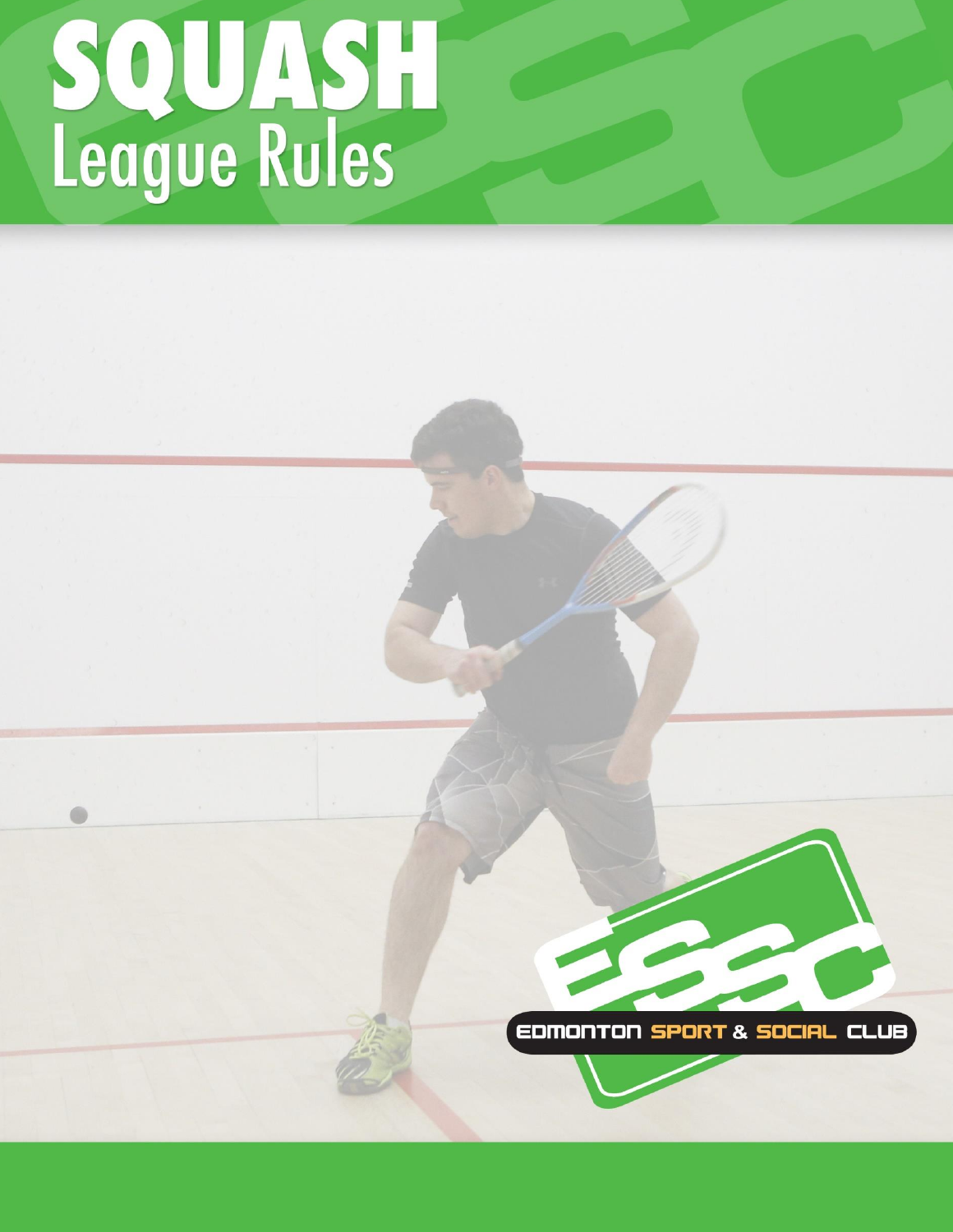# SQUASH
## League Rules

EDMONTON SPORT & SOCIAL CLUB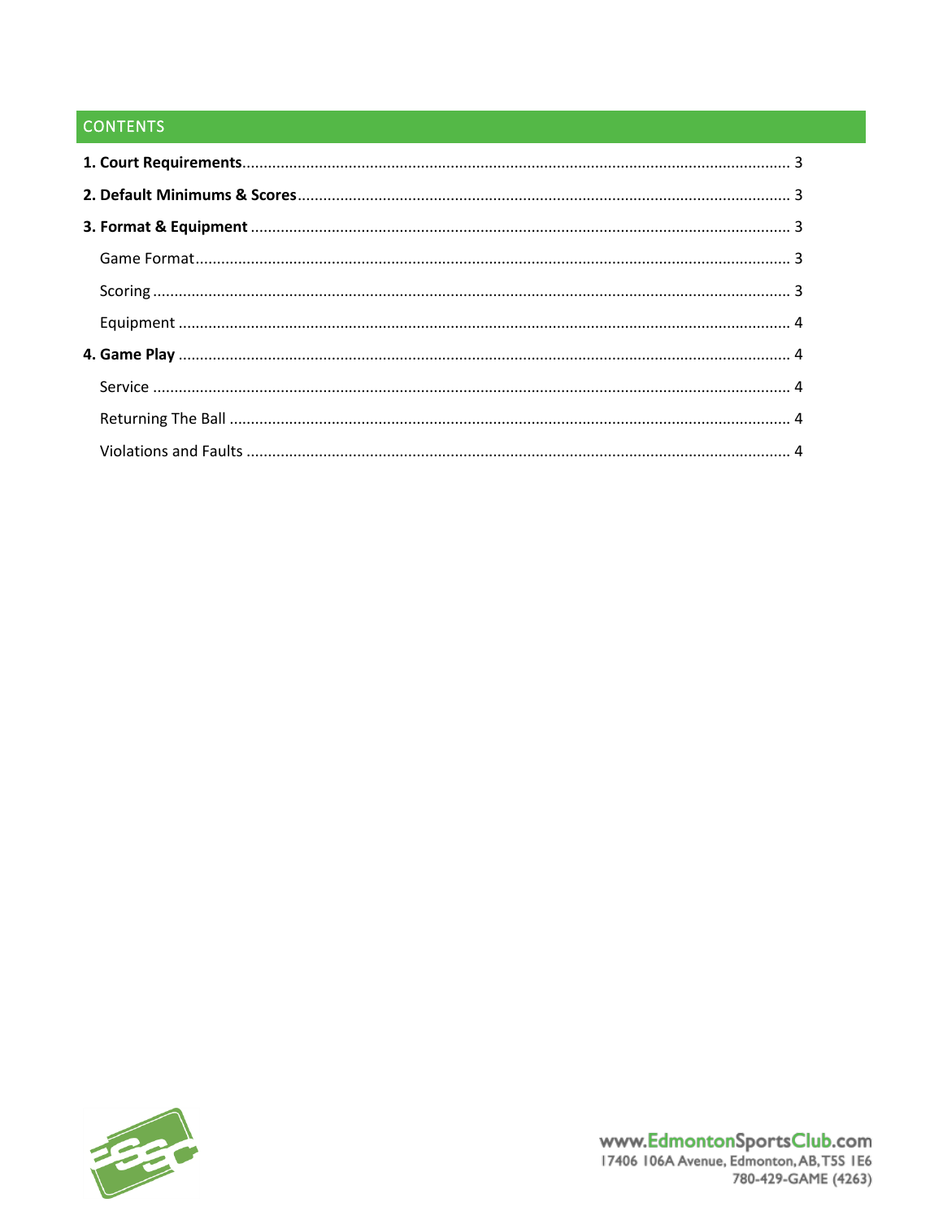## CONTENTS

**1. Court Requirements** ........................................................................................................ 3

**2. Default Minimums & Scores** ........................................................................................... 3

**3. Format & Equipment** ....................................................................................................... 3

- Game Format ........................................................................................................... 3
- Scoring ..................................................................................................................... 3
- Equipment ............................................................................................................... 4

**4. Game Play** ........................................................................................................................ 4

- Service ..................................................................................................................... 4
- Returning The Ball ................................................................................................... 4
- Violations and Faults ............................................................................................... 4

www.EdmontonSportsClub.com
17406 106A Avenue, Edmonton, AB, T5S 1E6
780-429-GAME (4263)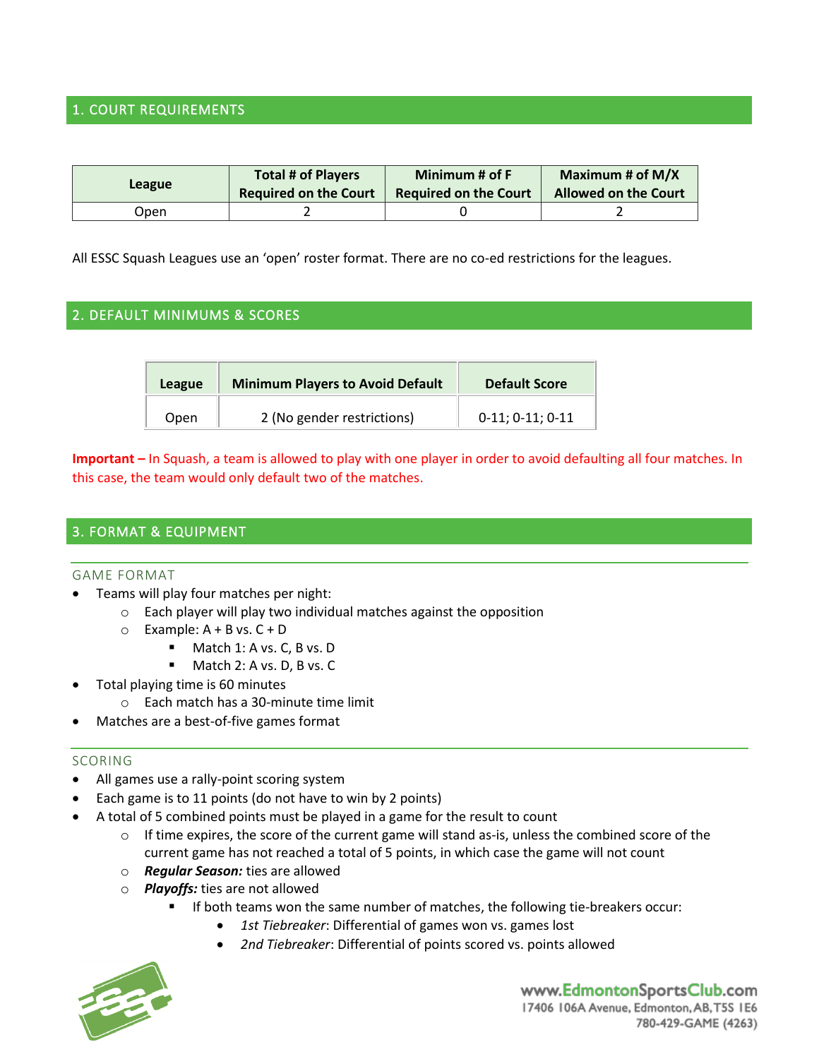## 1. COURT REQUIREMENTS

| League | Total # of Players Required on the Court | Minimum # of F Required on the Court | Maximum # of M/X Allowed on the Court |
|---|---|---|---|
| Open | 2 | 0 | 2 |

All ESSC Squash Leagues use an 'open' roster format. There are no co-ed restrictions for the leagues.

## 2. DEFAULT MINIMUMS & SCORES

| League | Minimum Players to Avoid Default | Default Score |
|---|---|---|
| Open | 2 (No gender restrictions) | 0-11; 0-11; 0-11 |

**Important –** In Squash, a team is allowed to play with one player in order to avoid defaulting all four matches. In this case, the team would only default two of the matches.

## 3. FORMAT & EQUIPMENT

### GAME FORMAT

- Teams will play four matches per night:
  - Each player will play two individual matches against the opposition
  - Example: A + B vs. C + D
    - Match 1: A vs. C, B vs. D
    - Match 2: A vs. D, B vs. C
- Total playing time is 60 minutes
  - Each match has a 30-minute time limit
- Matches are a best-of-five games format

### SCORING

- All games use a rally-point scoring system
- Each game is to 11 points (do not have to win by 2 points)
- A total of 5 combined points must be played in a game for the result to count
  - If time expires, the score of the current game will stand as-is, unless the combined score of the current game has not reached a total of 5 points, in which case the game will not count
  - ***Regular Season:*** ties are allowed
  - ***Playoffs:*** ties are not allowed
    - If both teams won the same number of matches, the following tie-breakers occur:
      - *1st Tiebreaker*: Differential of games won vs. games lost
      - *2nd Tiebreaker*: Differential of points scored vs. points allowed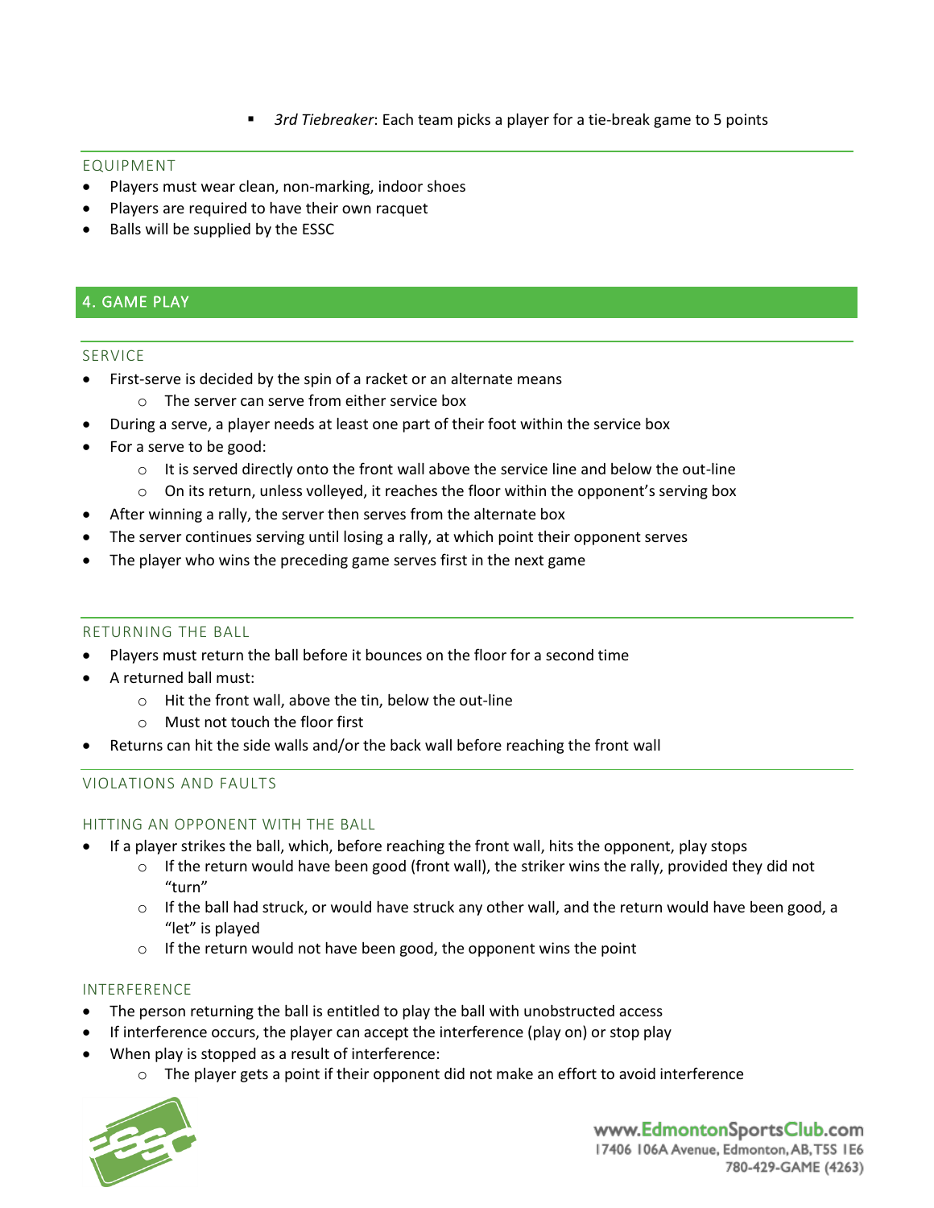- *3rd Tiebreaker*: Each team picks a player for a tie-break game to 5 points

### EQUIPMENT

- Players must wear clean, non-marking, indoor shoes
- Players are required to have their own racquet
- Balls will be supplied by the ESSC

## 4. GAME PLAY

### SERVICE

- First-serve is decided by the spin of a racket or an alternate means
  - The server can serve from either service box
- During a serve, a player needs at least one part of their foot within the service box
- For a serve to be good:
  - It is served directly onto the front wall above the service line and below the out-line
  - On its return, unless volleyed, it reaches the floor within the opponent's serving box
- After winning a rally, the server then serves from the alternate box
- The server continues serving until losing a rally, at which point their opponent serves
- The player who wins the preceding game serves first in the next game

### RETURNING THE BALL

- Players must return the ball before it bounces on the floor for a second time
- A returned ball must:
  - Hit the front wall, above the tin, below the out-line
  - Must not touch the floor first
- Returns can hit the side walls and/or the back wall before reaching the front wall

### VIOLATIONS AND FAULTS

#### HITTING AN OPPONENT WITH THE BALL

- If a player strikes the ball, which, before reaching the front wall, hits the opponent, play stops
  - If the return would have been good (front wall), the striker wins the rally, provided they did not "turn"
  - If the ball had struck, or would have struck any other wall, and the return would have been good, a "let" is played
  - If the return would not have been good, the opponent wins the point

#### INTERFERENCE

- The person returning the ball is entitled to play the ball with unobstructed access
- If interference occurs, the player can accept the interference (play on) or stop play
- When play is stopped as a result of interference:
  - The player gets a point if their opponent did not make an effort to avoid interference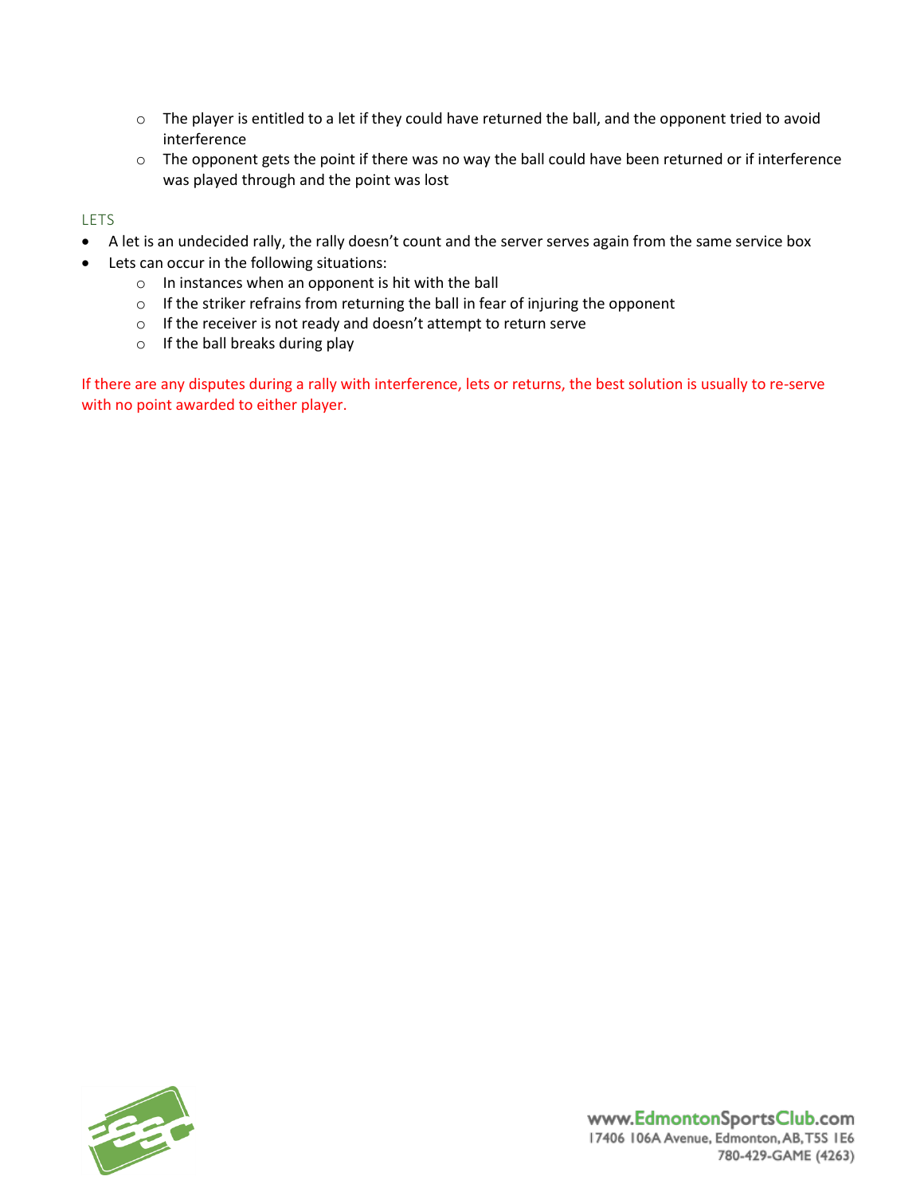- The player is entitled to a let if they could have returned the ball, and the opponent tried to avoid interference
- The opponent gets the point if there was no way the ball could have been returned or if interference was played through and the point was lost

## LETS

- A let is an undecided rally, the rally doesn't count and the server serves again from the same service box
- Lets can occur in the following situations:
  - In instances when an opponent is hit with the ball
  - If the striker refrains from returning the ball in fear of injuring the opponent
  - If the receiver is not ready and doesn't attempt to return serve
  - If the ball breaks during play

If there are any disputes during a rally with interference, lets or returns, the best solution is usually to re-serve with no point awarded to either player.